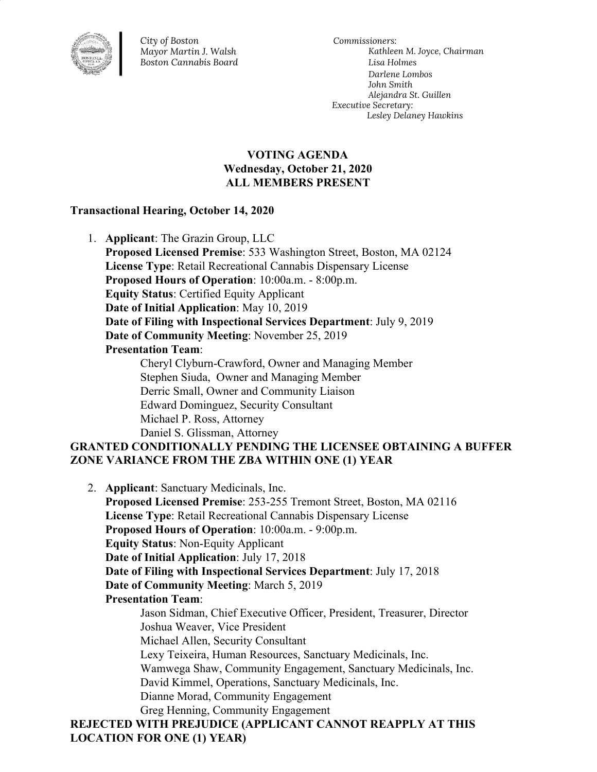*City of Boston*
*Mayor Martin J. Walsh*
*Boston Cannabis Board*

*Commissioners:*
*Kathleen M. Joyce, Chairman*
*Lisa Holmes*
*Darlene Lombos*
*John Smith*
*Alejandra St. Guillen*
*Executive Secretary:*
*Lesley Delaney Hawkins*

# VOTING AGENDA
## Wednesday, October 21, 2020
## ALL MEMBERS PRESENT

**Transactional Hearing, October 14, 2020**

1. **Applicant**: The Grazin Group, LLC
   **Proposed Licensed Premise**: 533 Washington Street, Boston, MA 02124
   **License Type**: Retail Recreational Cannabis Dispensary License
   **Proposed Hours of Operation**: 10:00a.m. - 8:00p.m.
   **Equity Status**: Certified Equity Applicant
   **Date of Initial Application**: May 10, 2019
   **Date of Filing with Inspectional Services Department**: July 9, 2019
   **Date of Community Meeting**: November 25, 2019
   **Presentation Team**:
   - Cheryl Clyburn-Crawford, Owner and Managing Member
   - Stephen Siuda, Owner and Managing Member
   - Derric Small, Owner and Community Liaison
   - Edward Dominguez, Security Consultant
   - Michael P. Ross, Attorney
   - Daniel S. Glissman, Attorney

**GRANTED CONDITIONALLY PENDING THE LICENSEE OBTAINING A BUFFER ZONE VARIANCE FROM THE ZBA WITHIN ONE (1) YEAR**

2. **Applicant**: Sanctuary Medicinals, Inc.
   **Proposed Licensed Premise**: 253-255 Tremont Street, Boston, MA 02116
   **License Type**: Retail Recreational Cannabis Dispensary License
   **Proposed Hours of Operation**: 10:00a.m. - 9:00p.m.
   **Equity Status**: Non-Equity Applicant
   **Date of Initial Application**: July 17, 2018
   **Date of Filing with Inspectional Services Department**: July 17, 2018
   **Date of Community Meeting**: March 5, 2019
   **Presentation Team**:
   - Jason Sidman, Chief Executive Officer, President, Treasurer, Director
   - Joshua Weaver, Vice President
   - Michael Allen, Security Consultant
   - Lexy Teixeira, Human Resources, Sanctuary Medicinals, Inc.
   - Wamwega Shaw, Community Engagement, Sanctuary Medicinals, Inc.
   - David Kimmel, Operations, Sanctuary Medicinals, Inc.
   - Dianne Morad, Community Engagement
   - Greg Henning, Community Engagement

**REJECTED WITH PREJUDICE (APPLICANT CANNOT REAPPLY AT THIS LOCATION FOR ONE (1) YEAR)**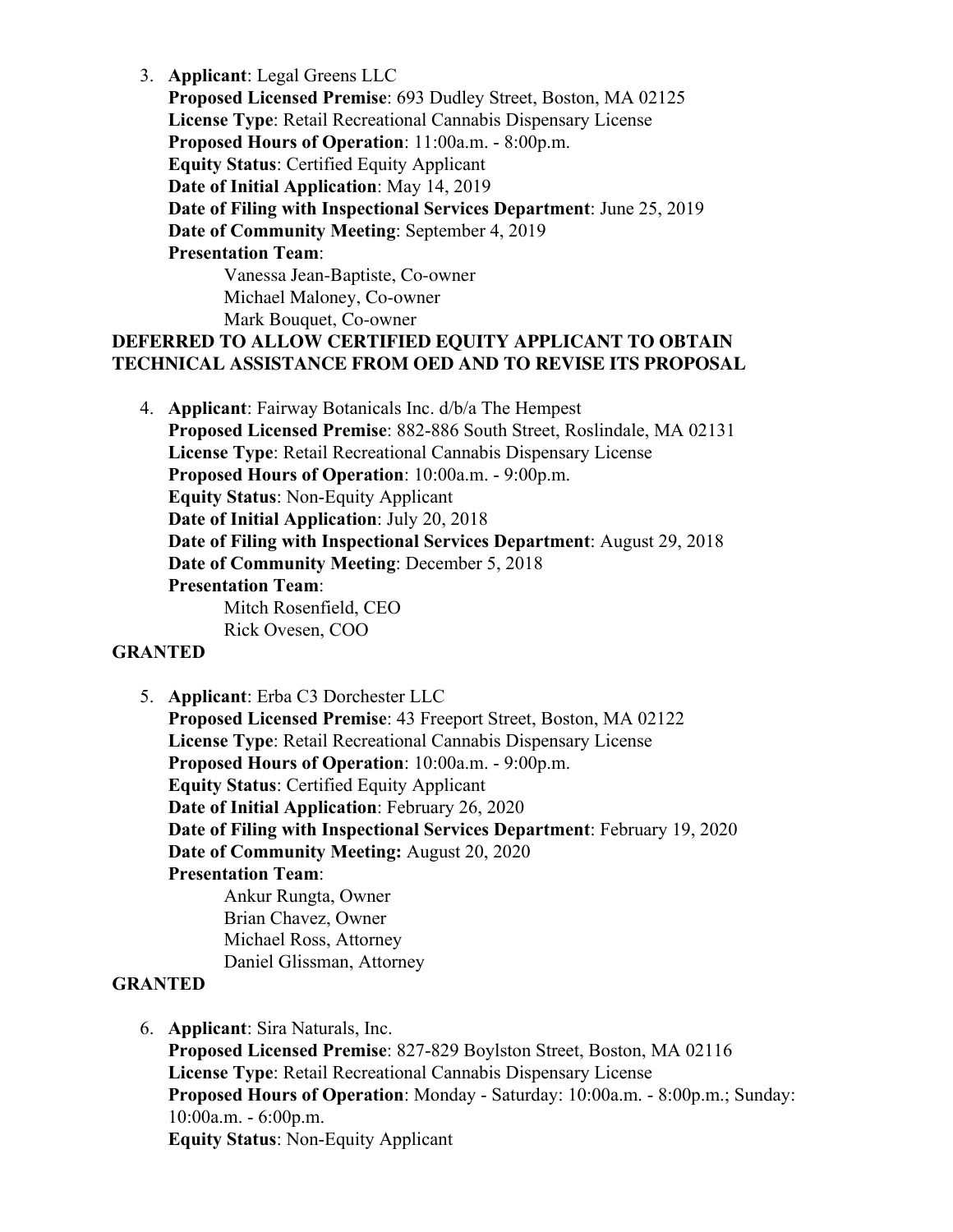3. **Applicant**: Legal Greens LLC
   **Proposed Licensed Premise**: 693 Dudley Street, Boston, MA 02125
   **License Type**: Retail Recreational Cannabis Dispensary License
   **Proposed Hours of Operation**: 11:00a.m. - 8:00p.m.
   **Equity Status**: Certified Equity Applicant
   **Date of Initial Application**: May 14, 2019
   **Date of Filing with Inspectional Services Department**: June 25, 2019
   **Date of Community Meeting**: September 4, 2019
   **Presentation Team**:
   Vanessa Jean-Baptiste, Co-owner
   Michael Maloney, Co-owner
   Mark Bouquet, Co-owner

**DEFERRED TO ALLOW CERTIFIED EQUITY APPLICANT TO OBTAIN TECHNICAL ASSISTANCE FROM OED AND TO REVISE ITS PROPOSAL**

4. **Applicant**: Fairway Botanicals Inc. d/b/a The Hempest
   **Proposed Licensed Premise**: 882-886 South Street, Roslindale, MA 02131
   **License Type**: Retail Recreational Cannabis Dispensary License
   **Proposed Hours of Operation**: 10:00a.m. - 9:00p.m.
   **Equity Status**: Non-Equity Applicant
   **Date of Initial Application**: July 20, 2018
   **Date of Filing with Inspectional Services Department**: August 29, 2018
   **Date of Community Meeting**: December 5, 2018
   **Presentation Team**:
   Mitch Rosenfield, CEO
   Rick Ovesen, COO

**GRANTED**

5. **Applicant**: Erba C3 Dorchester LLC
   **Proposed Licensed Premise**: 43 Freeport Street, Boston, MA 02122
   **License Type**: Retail Recreational Cannabis Dispensary License
   **Proposed Hours of Operation**: 10:00a.m. - 9:00p.m.
   **Equity Status**: Certified Equity Applicant
   **Date of Initial Application**: February 26, 2020
   **Date of Filing with Inspectional Services Department**: February 19, 2020
   **Date of Community Meeting:** August 20, 2020
   **Presentation Team**:
   Ankur Rungta, Owner
   Brian Chavez, Owner
   Michael Ross, Attorney
   Daniel Glissman, Attorney

**GRANTED**

6. **Applicant**: Sira Naturals, Inc.
   **Proposed Licensed Premise**: 827-829 Boylston Street, Boston, MA 02116
   **License Type**: Retail Recreational Cannabis Dispensary License
   **Proposed Hours of Operation**: Monday - Saturday: 10:00a.m. - 8:00p.m.; Sunday: 10:00a.m. - 6:00p.m.
   **Equity Status**: Non-Equity Applicant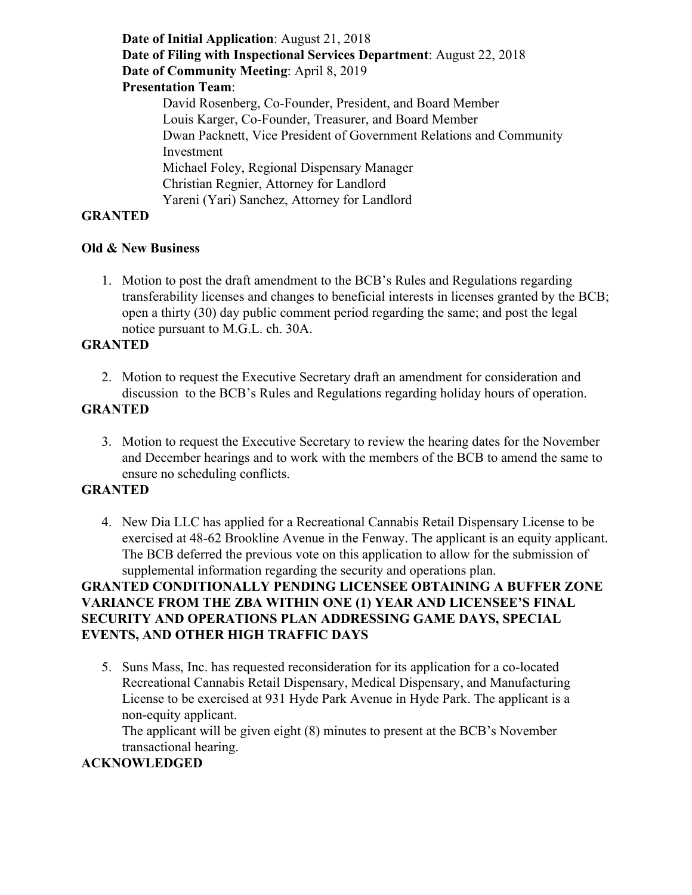**Date of Initial Application**: August 21, 2018
**Date of Filing with Inspectional Services Department**: August 22, 2018
**Date of Community Meeting**: April 8, 2019
**Presentation Team**:
David Rosenberg, Co-Founder, President, and Board Member
Louis Karger, Co-Founder, Treasurer, and Board Member
Dwan Packnett, Vice President of Government Relations and Community Investment
Michael Foley, Regional Dispensary Manager
Christian Regnier, Attorney for Landlord
Yareni (Yari) Sanchez, Attorney for Landlord

**GRANTED**

**Old & New Business**

1. Motion to post the draft amendment to the BCB's Rules and Regulations regarding transferability licenses and changes to beneficial interests in licenses granted by the BCB; open a thirty (30) day public comment period regarding the same; and post the legal notice pursuant to M.G.L. ch. 30A.

**GRANTED**

2. Motion to request the Executive Secretary draft an amendment for consideration and discussion to the BCB's Rules and Regulations regarding holiday hours of operation.

**GRANTED**

3. Motion to request the Executive Secretary to review the hearing dates for the November and December hearings and to work with the members of the BCB to amend the same to ensure no scheduling conflicts.

**GRANTED**

4. New Dia LLC has applied for a Recreational Cannabis Retail Dispensary License to be exercised at 48-62 Brookline Avenue in the Fenway. The applicant is an equity applicant. The BCB deferred the previous vote on this application to allow for the submission of supplemental information regarding the security and operations plan.

**GRANTED CONDITIONALLY PENDING LICENSEE OBTAINING A BUFFER ZONE VARIANCE FROM THE ZBA WITHIN ONE (1) YEAR AND LICENSEE'S FINAL SECURITY AND OPERATIONS PLAN ADDRESSING GAME DAYS, SPECIAL EVENTS, AND OTHER HIGH TRAFFIC DAYS**

5. Suns Mass, Inc. has requested reconsideration for its application for a co-located Recreational Cannabis Retail Dispensary, Medical Dispensary, and Manufacturing License to be exercised at 931 Hyde Park Avenue in Hyde Park. The applicant is a non-equity applicant.
   The applicant will be given eight (8) minutes to present at the BCB's November transactional hearing.

**ACKNOWLEDGED**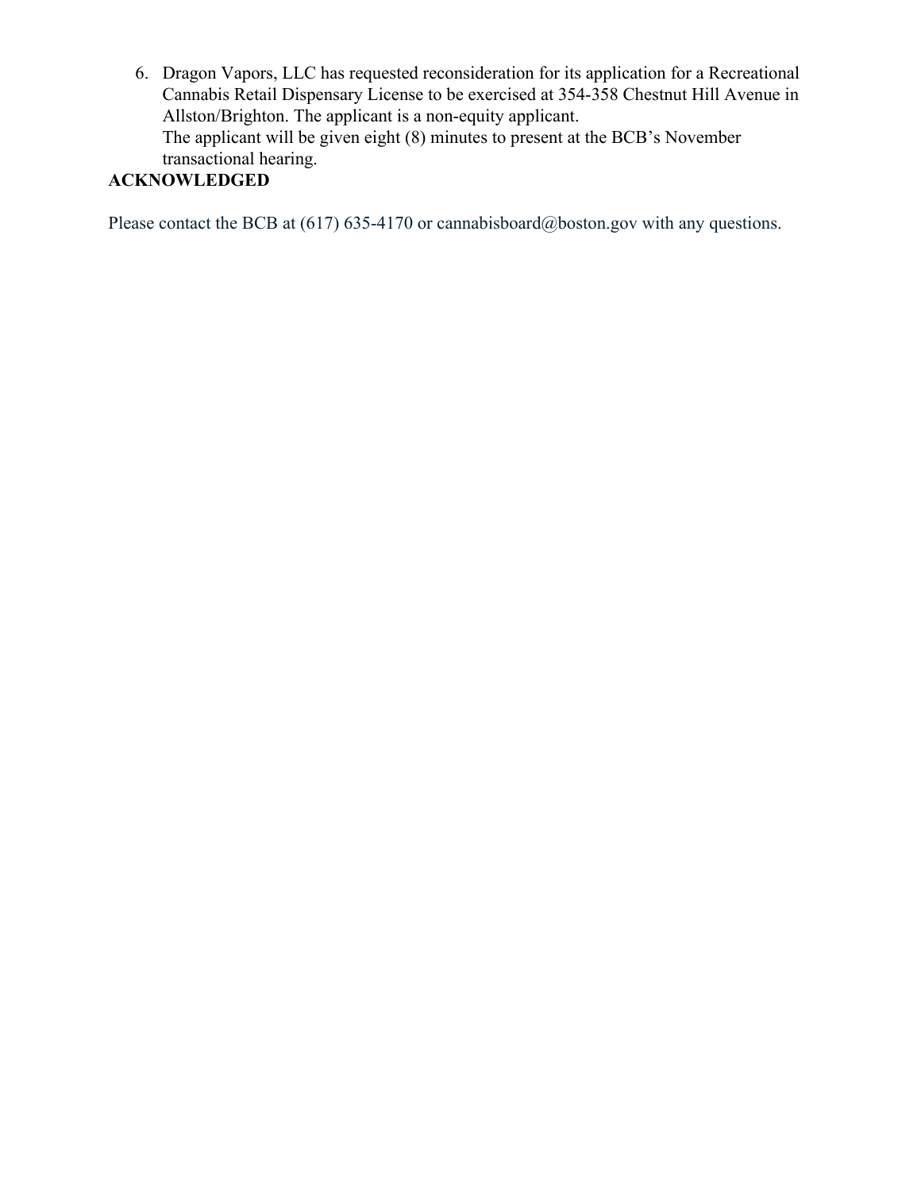6. Dragon Vapors, LLC has requested reconsideration for its application for a Recreational Cannabis Retail Dispensary License to be exercised at 354-358 Chestnut Hill Avenue in Allston/Brighton. The applicant is a non-equity applicant.
   The applicant will be given eight (8) minutes to present at the BCB's November transactional hearing.

**ACKNOWLEDGED**

Please contact the BCB at (617) 635-4170 or cannabisboard@boston.gov with any questions.